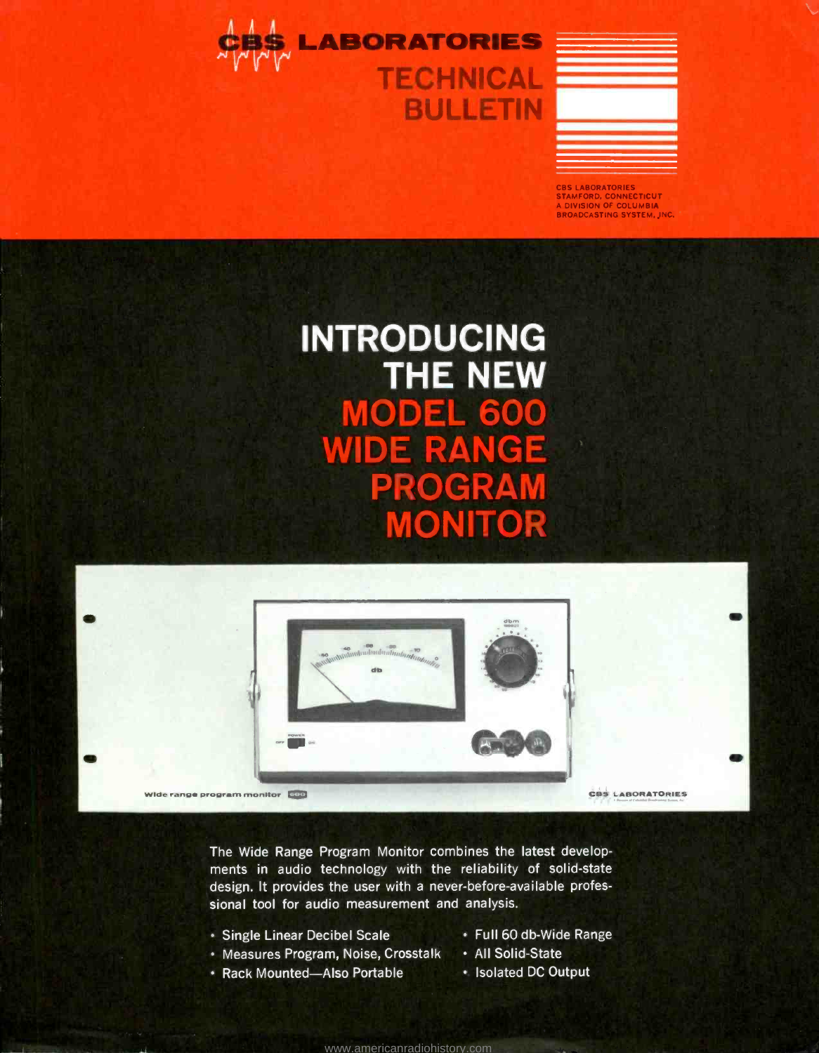# CBS LABORATORIES

## TECHNICAL BULLETIN

CBS LABORATORIES
STAMFORD, CONNECTICUT
A DIVISION OF COLUMBIA
BROADCASTING SYSTEM, INC.

# INTRODUCING THE NEW MODEL 600 WIDE RANGE PROGRAM MONITOR

The Wide Range Program Monitor combines the latest developments in audio technology with the reliability of solid-state design. It provides the user with a never-before-available professional tool for audio measurement and analysis.

- Single Linear Decibel Scale
- Measures Program, Noise, Crosstalk
- Rack Mounted—Also Portable
- Full 60 db-Wide Range
- All Solid-State
- Isolated DC Output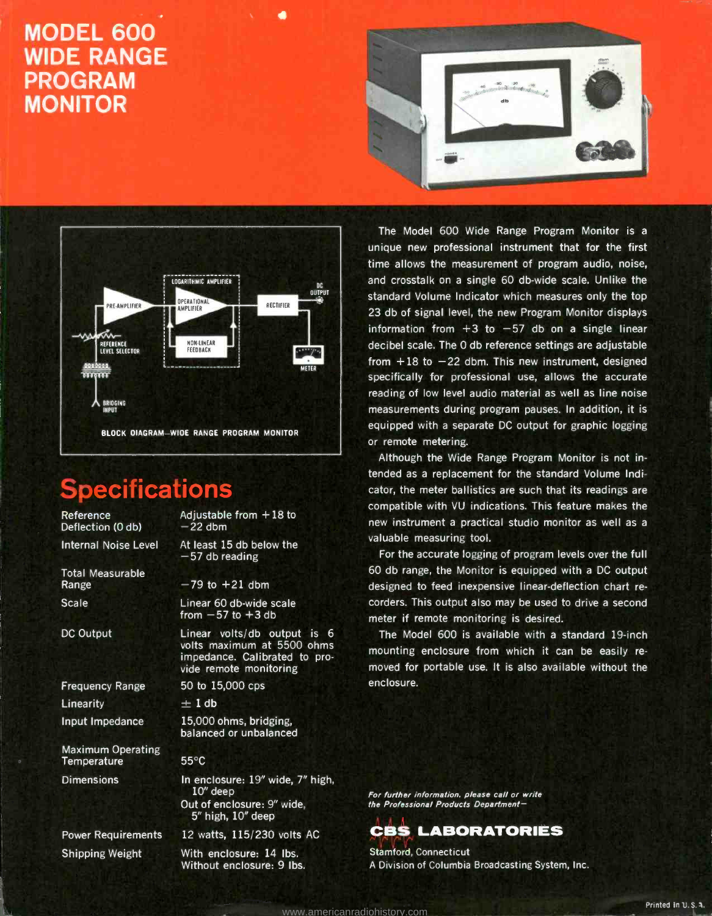# MODEL 600 WIDE RANGE PROGRAM MONITOR

LOGARITHMIC AMPLIFIER

PRE-AMPLIFIER

OPERATIONAL AMPLIFIER

NON-LINEAR FEEDBACK

RECTIFIER

DC OUTPUT

METER

REFERENCE LEVEL SELECTOR

BRIDGING INPUT

BLOCK DIAGRAM—WIDE RANGE PROGRAM MONITOR

## Specifications

| | |
|---|---|
| Reference Deflection (0 db) | Adjustable from +18 to −22 dbm |
| Internal Noise Level | At least 15 db below the −57 db reading |
| Total Measurable Range | −79 to +21 dbm |
| Scale | Linear 60 db-wide scale from −57 to +3 db |
| DC Output | Linear volts/db output is 6 volts maximum at 5500 ohms impedance. Calibrated to provide remote monitoring |
| Frequency Range | 50 to 15,000 cps |
| Linearity | ± 1 db |
| Input Impedance | 15,000 ohms, bridging, balanced or unbalanced |
| Maximum Operating Temperature | 55°C |
| Dimensions | In enclosure: 19″ wide, 7″ high, 10″ deep<br>Out of enclosure: 9″ wide, 5″ high, 10″ deep |
| Power Requirements | 12 watts, 115/230 volts AC |
| Shipping Weight | With enclosure: 14 lbs.<br>Without enclosure: 9 lbs. |

The Model 600 Wide Range Program Monitor is a unique new professional instrument that for the first time allows the measurement of program audio, noise, and crosstalk on a single 60 db-wide scale. Unlike the standard Volume Indicator which measures only the top 23 db of signal level, the new Program Monitor displays information from +3 to −57 db on a single linear decibel scale. The 0 db reference settings are adjustable from +18 to −22 dbm. This new instrument, designed specifically for professional use, allows the accurate reading of low level audio material as well as line noise measurements during program pauses. In addition, it is equipped with a separate DC output for graphic logging or remote metering.

Although the Wide Range Program Monitor is not intended as a replacement for the standard Volume Indicator, the meter ballistics are such that its readings are compatible with VU indications. This feature makes the new instrument a practical studio monitor as well as a valuable measuring tool.

For the accurate logging of program levels over the full 60 db range, the Monitor is equipped with a DC output designed to feed inexpensive linear-deflection chart recorders. This output also may be used to drive a second meter if remote monitoring is desired.

The Model 600 is available with a standard 19-inch mounting enclosure from which it can be easily removed for portable use. It is also available without the enclosure.

*For further information, please call or write the Professional Products Department—*

**CBS LABORATORIES**
Stamford, Connecticut
A Division of Columbia Broadcasting System, Inc.

Printed in U.S.A.